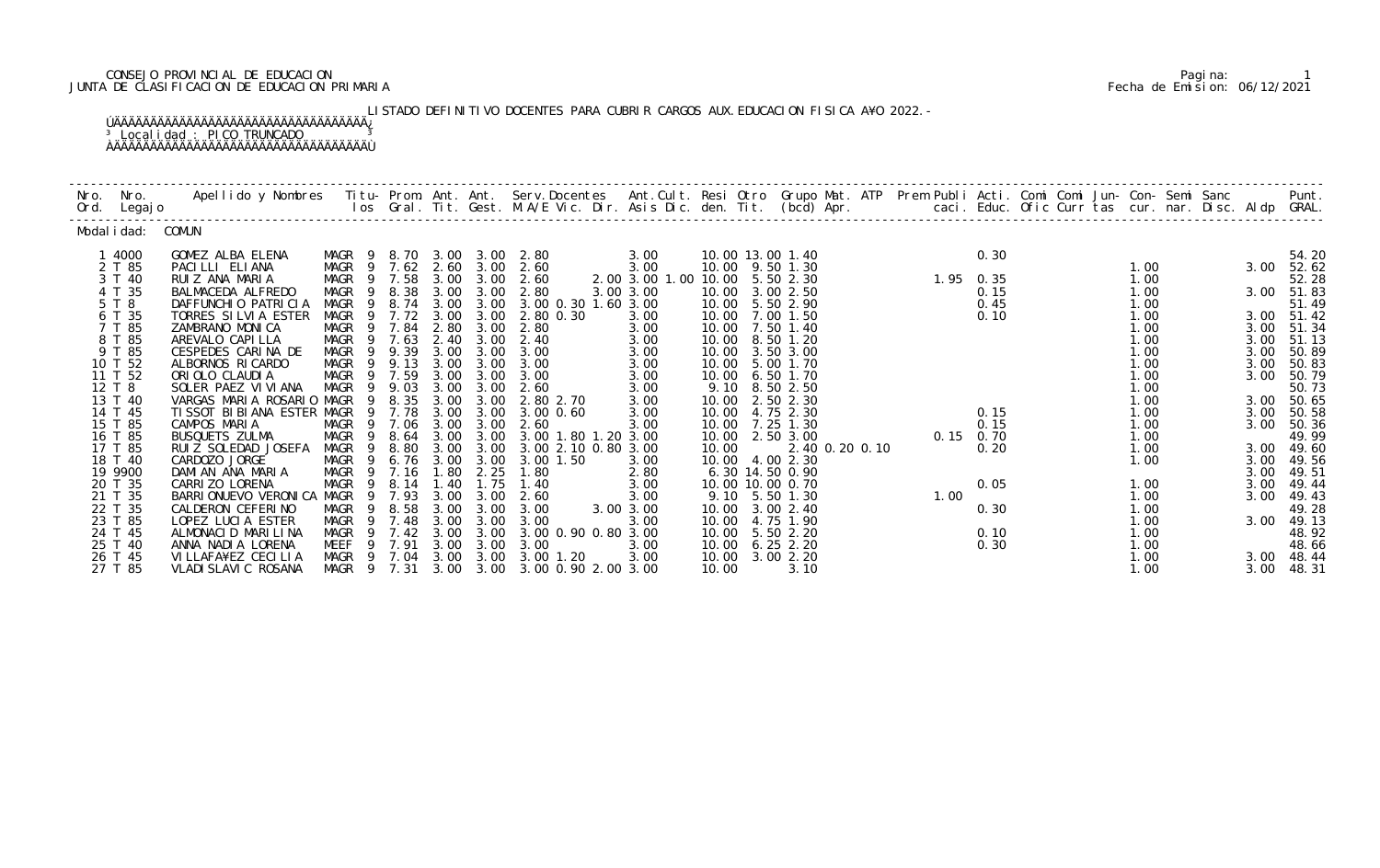CONSEJO PROVINCIAL DE EDUCACION
JUNTA DE CLASIFICACION DE EDUCACION PRIMARIA

LISTADO DEFINITIVO DOCENTES PARA CUBRIR CARGOS AUX.EDUCACION FISICA A¥O 2022.-

Localidad : PICO TRUNCADO

Modalidad: COMUN

| Nro. Ord. | Nro. Legajo | Apellido y Nombres | Titu- los | Prom. Gral. | Ant. Tit. | Ant. Gest. | Serv.Docentes M.A/E Vic. Dir. | Ant.Cult. Asis Dic. | Resi den. | Otro Tit. | Grupo Mat. (bcd) | ATP Apr. | Prem caci. | Publi Educ. | Acti. Ofic | Comi Curr | Comi tas | Jun- cur. | Con- nar. | Semi Disc. | Sanc Aldp | Punt. GRAL. |
|---|---|---|---|---|---|---|---|---|---|---|---|---|---|---|---|---|---|---|---|---|---|---|
| 1 | 4000 | GOMEZ ALBA ELENA | MAGR 9 | 8.70 | 3.00 | 3.00 | 2.80 | 3.00 | 10.00 | 13.00 | 1.40 | | | 0.30 | | | | | | | | 54.20 |
| 2 | T 85 | PACILLI ELIANA | MAGR 9 | 7.62 | 2.60 | 3.00 | 2.60 | 3.00 | 10.00 | 9.50 | 1.30 | | | | | | | 1.00 | | | 3.00 | 52.62 |
| 3 | T 40 | RUIZ ANA MARIA | MAGR 9 | 7.58 | 3.00 | 3.00 | 2.60 | 2.00 3.00 1.00 | 10.00 | 5.50 | 2.30 | | 1.95 | 0.35 | | | | 1.00 | | | | 52.28 |
| 4 | T 35 | BALMACEDA ALFREDO | MAGR 9 | 8.38 | 3.00 | 3.00 | 2.80 | 3.00 3.00 | 10.00 | 3.00 | 2.50 | | | 0.15 | | | | 1.00 | | | 3.00 | 51.83 |
| 5 | T 8 | DAFFUNCHIO PATRICIA | MAGR 9 | 8.74 | 3.00 | 3.00 | 3.00 0.30 1.60 | 3.00 | 10.00 | 5.50 | 2.90 | | | 0.45 | | | | 1.00 | | | | 51.49 |
| 6 | T 35 | TORRES SILVIA ESTER | MAGR 9 | 7.72 | 3.00 | 3.00 | 2.80 0.30 | 3.00 | 10.00 | 7.00 | 1.50 | | | 0.10 | | | | 1.00 | | | 3.00 | 51.42 |
| 7 | T 85 | ZAMBRANO MONICA | MAGR 9 | 7.84 | 2.80 | 3.00 | 2.80 | 3.00 | 10.00 | 7.50 | 1.40 | | | | | | | 1.00 | | | 3.00 | 51.34 |
| 8 | T 85 | AREVALO CAPILLA | MAGR 9 | 7.63 | 2.40 | 3.00 | 2.40 | 3.00 | 10.00 | 8.50 | 1.20 | | | | | | | 1.00 | | | 3.00 | 51.13 |
| 9 | T 85 | CESPEDES CARINA DE | MAGR 9 | 9.39 | 3.00 | 3.00 | 3.00 | 3.00 | 10.00 | 3.50 | 3.00 | | | | | | | 1.00 | | | 3.00 | 50.89 |
| 10 | T 52 | ALBORNOS RICARDO | MAGR 9 | 9.13 | 3.00 | 3.00 | 3.00 | 3.00 | 10.00 | 5.00 | 1.70 | | | | | | | 1.00 | | | 3.00 | 50.83 |
| 11 | T 52 | ORIOLO CLAUDIA | MAGR 9 | 7.59 | 3.00 | 3.00 | 3.00 | 3.00 | 10.00 | 6.50 | 1.70 | | | | | | | 1.00 | | | 3.00 | 50.79 |
| 12 | T 8 | SOLER PAEZ VIVIANA | MAGR 9 | 9.03 | 3.00 | 3.00 | 2.60 | 3.00 | 9.10 | 8.50 | 2.50 | | | | | | | 1.00 | | | | 50.73 |
| 13 | T 40 | VARGAS MARIA ROSARIO | MAGR 9 | 8.35 | 3.00 | 3.00 | 2.80 2.70 | 3.00 | 10.00 | 2.50 | 2.30 | | | | | | | 1.00 | | | 3.00 | 50.65 |
| 14 | T 45 | TISSOT BIBIANA ESTER | MAGR 9 | 7.78 | 3.00 | 3.00 | 3.00 0.60 | 3.00 | 10.00 | 4.75 | 2.30 | | | 0.15 | | | | 1.00 | | | 3.00 | 50.58 |
| 15 | T 85 | CAMPOS MARIA | MAGR 9 | 7.06 | 3.00 | 3.00 | 2.60 | 3.00 | 10.00 | 7.25 | 1.30 | | | 0.15 | | | | 1.00 | | | 3.00 | 50.36 |
| 16 | T 85 | BUSQUETS ZULMA | MAGR 9 | 8.64 | 3.00 | 3.00 | 3.00 1.80 1.20 | 3.00 | 10.00 | 2.50 | 3.00 | | 0.15 | 0.70 | | | | 1.00 | | | | 49.99 |
| 17 | T 85 | RUIZ SOLEDAD JOSEFA | MAGR 9 | 8.80 | 3.00 | 3.00 | 3.00 2.10 0.80 | 3.00 | 10.00 | | 2.40 0.20 0.10 | | | 0.20 | | | | 1.00 | | | 3.00 | 49.60 |
| 18 | T 40 | CARDOZO JORGE | MAGR 9 | 6.76 | 3.00 | 3.00 | 3.00 1.50 | 3.00 | 10.00 | 4.00 | 2.30 | | | | | | | 1.00 | | | 3.00 | 49.56 |
| 19 | 9900 | DAMIAN ANA MARIA | MAGR 9 | 7.16 | 1.80 | 2.25 | 1.80 | 2.80 | 6.30 | 14.50 | 0.90 | | | | | | | | | | 3.00 | 49.51 |
| 20 | T 35 | CARRIZO LORENA | MAGR 9 | 8.14 | 1.40 | 1.75 | 1.40 | 3.00 | 10.00 | 10.00 | 0.70 | | | 0.05 | | | | 1.00 | | | 3.00 | 49.44 |
| 21 | T 35 | BARRIONUEVO VERONICA | MAGR 9 | 7.93 | 3.00 | 3.00 | 2.60 | 3.00 | 9.10 | 5.50 | 1.30 | | 1.00 | | | | | 1.00 | | | 3.00 | 49.43 |
| 22 | T 35 | CALDERON CEFERINO | MAGR 9 | 8.58 | 3.00 | 3.00 | 3.00 | 3.00 3.00 | 10.00 | 3.00 | 2.40 | | | 0.30 | | | | 1.00 | | | | 49.28 |
| 23 | T 85 | LOPEZ LUCIA ESTER | MAGR 9 | 7.48 | 3.00 | 3.00 | 3.00 | 3.00 | 10.00 | 4.75 | 1.90 | | | | | | | 1.00 | | | 3.00 | 49.13 |
| 24 | T 45 | ALMONACID MARILINA | MAGR 9 | 7.42 | 3.00 | 3.00 | 3.00 0.90 0.80 | 3.00 | 10.00 | 5.50 | 2.20 | | | 0.10 | | | | 1.00 | | | | 48.92 |
| 25 | T 40 | ANNA NADIA LORENA | MEEF 9 | 7.91 | 3.00 | 3.00 | 3.00 | 3.00 | 10.00 | 6.25 | 2.20 | | | 0.30 | | | | 1.00 | | | | 48.66 |
| 26 | T 45 | VILLAFA¥EZ CECILIA | MAGR 9 | 7.04 | 3.00 | 3.00 | 3.00 1.20 | 3.00 | 10.00 | 3.00 | 2.20 | | | | | | | 1.00 | | | 3.00 | 48.44 |
| 27 | T 85 | VLADISLAVIC ROSANA | MAGR 9 | 7.31 | 3.00 | 3.00 | 3.00 0.90 2.00 | 3.00 | 10.00 | | 3.10 | | | | | | | 1.00 | | | 3.00 | 48.31 |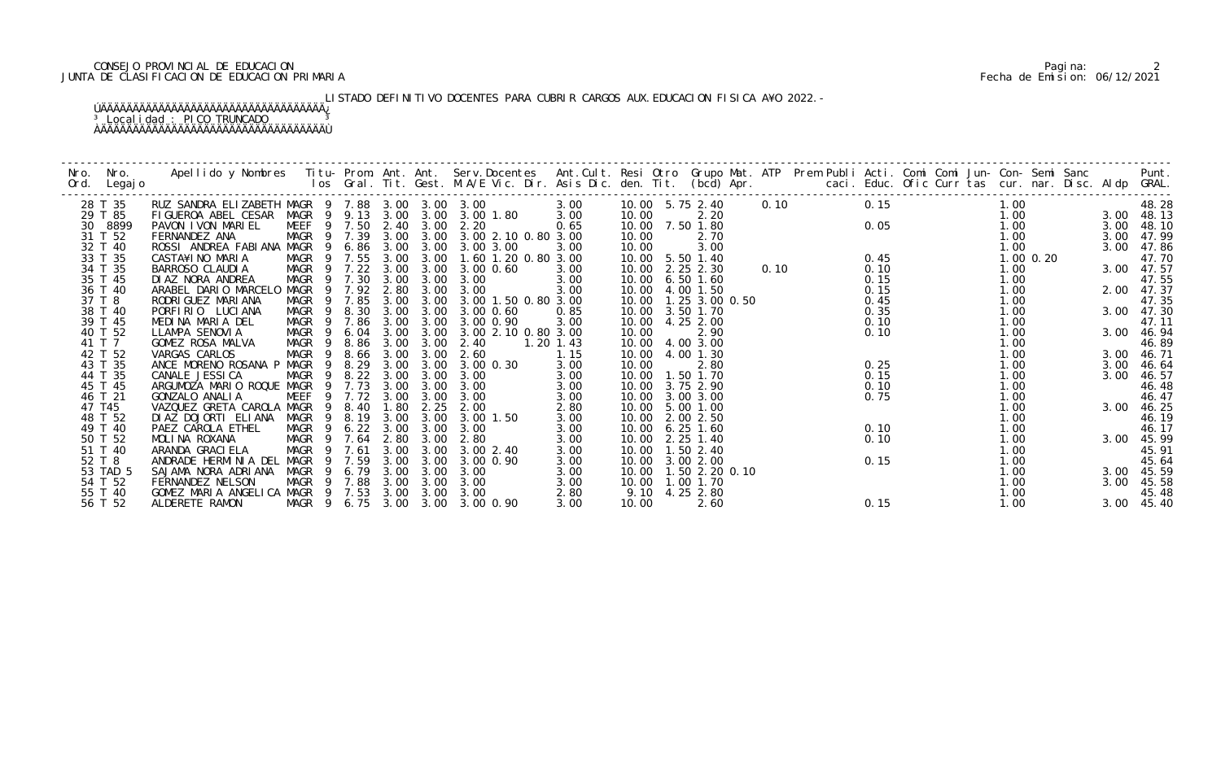CONSEJO PROVINCIAL DE EDUCACION
JUNTA DE CLASIFICACION DE EDUCACION PRIMARIA

Fecha de Emision: 06/12/2021

LISTADO DEFINITIVO DOCENTES PARA CUBRIR CARGOS AUX.EDUCACION FISICA A¥O 2022.-

³ Localidad : PICO TRUNCADO ³

| Nro. Ord. | Nro. Legajo | Apellido y Nombres | Titu- los | Prom. Gral. | Ant. Tit. | Ant. Gest. | Serv.Docentes M.A/E Vic. Dir. | Ant.Cult. Asis Dic. | Resi den. | Otro Tit. | Grupo Mat. (bcd) Apr. | ATP | Prem Publi caci. | Acti. Educ. | Comi Ofic | Comi Curr | Jun- tas | Con- cur. | Semi nar. | Sanc Disc. | Aldp | Punt. GRAL. |
|---|---|---|---|---|---|---|---|---|---|---|---|---|---|---|---|---|---|---|---|---|---|---|
| 28 | T 35 | RUZ SANDRA ELIZABETH | MAGR 9 | 7.88 | 3.00 | 3.00 | 3.00 | 3.00 | 10.00 | 5.75 | 2.40 | 0.10 | | 0.15 | | | | 1.00 | | | | 48.28 |
| 29 | T 85 | FIGUEROA ABEL CESAR | MAGR 9 | 9.13 | 3.00 | 3.00 | 3.00 1.80 | 3.00 | 10.00 | | 2.20 | | | | | | | 1.00 | | | 3.00 | 48.13 |
| 30 | 8899 | PAVON IVON MARIEL | MEEF 9 | 7.50 | 2.40 | 3.00 | 2.20 | 0.65 | 10.00 | 7.50 | 1.80 | | | 0.05 | | | | 1.00 | | | 3.00 | 48.10 |
| 31 | T 52 | FERNANDEZ ANA | MAGR 9 | 7.39 | 3.00 | 3.00 | 3.00 2.10 0.80 | 3.00 | 10.00 | | 2.70 | | | | | | | 1.00 | | | 3.00 | 47.99 |
| 32 | T 40 | ROSSI ANDREA FABIANA | MAGR 9 | 6.86 | 3.00 | 3.00 | 3.00 3.00 | 3.00 | 10.00 | | 3.00 | | | | | | | 1.00 | | | 3.00 | 47.86 |
| 33 | T 35 | CASTA¥INO MARIA | MAGR 9 | 7.55 | 3.00 | 3.00 | 1.60 1.20 0.80 | 3.00 | 10.00 | 5.50 | 1.40 | | | 0.45 | | | | 1.00 | 0.20 | | | 47.70 |
| 34 | T 35 | BARROSO CLAUDIA | MAGR 9 | 7.22 | 3.00 | 3.00 | 3.00 0.60 | 3.00 | 10.00 | 2.25 | 2.30 | 0.10 | | 0.10 | | | | 1.00 | | | 3.00 | 47.57 |
| 35 | T 45 | DIAZ NORA ANDREA | MAGR 9 | 7.30 | 3.00 | 3.00 | 3.00 | 3.00 | 10.00 | 6.50 | 1.60 | | | 0.15 | | | | 1.00 | | | | 47.55 |
| 36 | T 40 | ARABEL DARIO MARCELO | MAGR 9 | 7.92 | 2.80 | 3.00 | 3.00 | 3.00 | 10.00 | 4.00 | 1.50 | | | 0.15 | | | | 1.00 | | | 2.00 | 47.37 |
| 37 | T 8 | RODRIGUEZ MARIANA | MAGR 9 | 7.85 | 3.00 | 3.00 | 3.00 1.50 0.80 | 3.00 | 10.00 | 1.25 | 3.00 0.50 | | | 0.45 | | | | 1.00 | | | | 47.35 |
| 38 | T 40 | PORFIRIO LUCIANA | MAGR 9 | 8.30 | 3.00 | 3.00 | 3.00 0.60 | 0.85 | 10.00 | 3.50 | 1.70 | | | 0.35 | | | | 1.00 | | | 3.00 | 47.30 |
| 39 | T 45 | MEDINA MARIA DEL | MAGR 9 | 7.86 | 3.00 | 3.00 | 3.00 0.90 | 3.00 | 10.00 | 4.25 | 2.00 | | | 0.10 | | | | 1.00 | | | | 47.11 |
| 40 | T 52 | LLAMPA SENOVIA | MAGR 9 | 6.04 | 3.00 | 3.00 | 3.00 2.10 0.80 | 3.00 | 10.00 | | 2.90 | | | 0.10 | | | | 1.00 | | | 3.00 | 46.94 |
| 41 | T 7 | GOMEZ ROSA MALVA | MAGR 9 | 8.86 | 3.00 | 3.00 | 2.40 | 1.20 1.43 | 10.00 | 4.00 | 3.00 | | | | | | | 1.00 | | | | 46.89 |
| 42 | T 52 | VARGAS CARLOS | MAGR 9 | 8.66 | 3.00 | 3.00 | 2.60 | 1.15 | 10.00 | 4.00 | 1.30 | | | | | | | 1.00 | | | 3.00 | 46.71 |
| 43 | T 35 | ANCE MORENO ROSANA P | MAGR 9 | 8.29 | 3.00 | 3.00 | 3.00 0.30 | 3.00 | 10.00 | | 2.80 | | | 0.25 | | | | 1.00 | | | 3.00 | 46.64 |
| 44 | T 35 | CANALE JESSICA | MAGR 9 | 8.22 | 3.00 | 3.00 | 3.00 | 3.00 | 10.00 | 1.50 | 1.70 | | | 0.15 | | | | 1.00 | | | 3.00 | 46.57 |
| 45 | T 45 | ARGUMOZA MARIO ROQUE | MAGR 9 | 7.73 | 3.00 | 3.00 | 3.00 | 3.00 | 10.00 | 3.75 | 2.90 | | | 0.10 | | | | 1.00 | | | | 46.48 |
| 46 | T 21 | GONZALO ANALIA | MEEF 9 | 7.72 | 3.00 | 3.00 | 3.00 | 3.00 | 10.00 | 3.00 | 3.00 | | | 0.75 | | | | 1.00 | | | | 46.47 |
| 47 | T45 | VAZQUEZ GRETA CAROLA | MAGR 9 | 8.40 | 1.80 | 2.25 | 2.00 | 2.80 | 10.00 | 5.00 | 1.00 | | | | | | | 1.00 | | | 3.00 | 46.25 |
| 48 | T 52 | DIAZ DOJORTI ELIANA | MAGR 9 | 8.19 | 3.00 | 3.00 | 3.00 1.50 | 3.00 | 10.00 | 2.00 | 2.50 | | | | | | | 1.00 | | | | 46.19 |
| 49 | T 40 | PAEZ CAROLA ETHEL | MAGR 9 | 6.22 | 3.00 | 3.00 | 3.00 | 3.00 | 10.00 | 6.25 | 1.60 | | | 0.10 | | | | 1.00 | | | | 46.17 |
| 50 | T 52 | MOLINA ROXANA | MAGR 9 | 7.64 | 2.80 | 3.00 | 2.80 | 3.00 | 10.00 | 2.25 | 1.40 | | | 0.10 | | | | 1.00 | | | 3.00 | 45.99 |
| 51 | T 40 | ARANDA GRACIELA | MAGR 9 | 7.61 | 3.00 | 3.00 | 3.00 2.40 | 3.00 | 10.00 | 1.50 | 2.40 | | | | | | | 1.00 | | | | 45.91 |
| 52 | T 8 | ANDRADE HERMINIA DEL | MAGR 9 | 7.59 | 3.00 | 3.00 | 3.00 0.90 | 3.00 | 10.00 | 3.00 | 2.00 | | | 0.15 | | | | 1.00 | | | | 45.64 |
| 53 | TAD 5 | SAJAMA NORA ADRIANA | MAGR 9 | 6.79 | 3.00 | 3.00 | 3.00 | 3.00 | 10.00 | 1.50 | 2.20 0.10 | | | | | | | 1.00 | | | 3.00 | 45.59 |
| 54 | T 52 | FERNANDEZ NELSON | MAGR 9 | 7.88 | 3.00 | 3.00 | 3.00 | 3.00 | 10.00 | 1.00 | 1.70 | | | | | | | 1.00 | | | 3.00 | 45.58 |
| 55 | T 40 | GOMEZ MARIA ANGELICA | MAGR 9 | 7.53 | 3.00 | 3.00 | 3.00 | 2.80 | 9.10 | 4.25 | 2.80 | | | | | | | 1.00 | | | | 45.48 |
| 56 | T 52 | ALDERETE RAMON | MAGR 9 | 6.75 | 3.00 | 3.00 | 3.00 0.90 | 3.00 | 10.00 | | 2.60 | | | 0.15 | | | | 1.00 | | | 3.00 | 45.40 |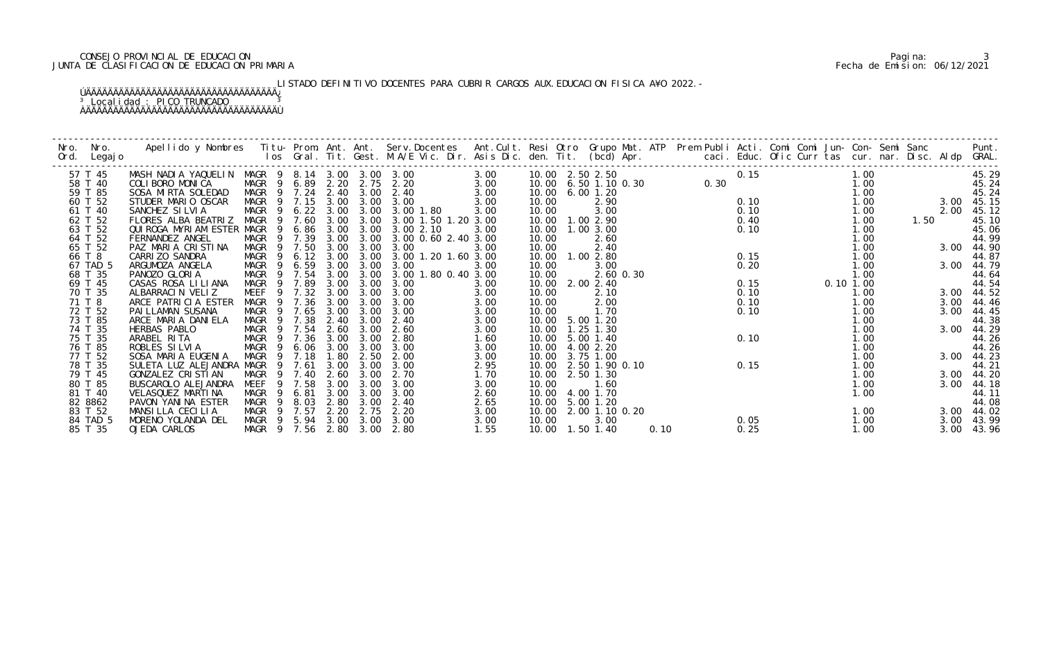CONSEJO PROVINCIAL DE EDUCACION
JUNTA DE CLASIFICACION DE EDUCACION PRIMARIA

Pagina: 3
Fecha de Emision: 06/12/2021

LISTADO DEFINITIVO DOCENTES PARA CUBRIR CARGOS AUX.EDUCACION FISICA A¥O 2022.-

Localidad : PICO TRUNCADO

| Nro. Ord. | Nro. Legajo | Apellido y Nombres | Titu- los | Prom. Gral. | Ant. Tit. | Ant. Gest. | Serv.Docentes M.A/E Vic. Dir. | Ant.Cult. Asis Dic. | Resi den. | Otro Tit. | Grupo Mat. (bcd) | ATP Apr. | Prem Publi caci. | Acti. Educ. | Comi Ofic | Comi Curr | Jun- tas | Con- cur. | Semi nar. | Sanc Disc. | Aldp | Punt. GRAL. |
|---|---|---|---|---|---|---|---|---|---|---|---|---|---|---|---|---|---|---|---|---|---|---|
| 57 | T 45 | MASH NADIA YAQUELIN | MAGR 9 | 8.14 | 3.00 | 3.00 | 3.00 | 3.00 | 10.00 | 2.50 | 2.50 | | | 0.15 | | | | 1.00 | | | | 45.29 |
| 58 | T 40 | COLIBORO MONICA | MAGR 9 | 6.89 | 2.20 | 2.75 | 2.20 | 3.00 | 10.00 | 6.50 | 1.10 0.30 | | 0.30 | | | | | 1.00 | | | | 45.24 |
| 59 | T 85 | SOSA MIRTA SOLEDAD | MAGR 9 | 7.24 | 2.40 | 3.00 | 2.40 | 3.00 | 10.00 | 6.00 | 1.20 | | | | | | | 1.00 | | | | 45.24 |
| 60 | T 52 | STUDER MARIO OSCAR | MAGR 9 | 7.15 | 3.00 | 3.00 | 3.00 | 3.00 | 10.00 | | 2.90 | | | 0.10 | | | | 1.00 | | | 3.00 | 45.15 |
| 61 | T 40 | SANCHEZ SILVIA | MAGR 9 | 6.22 | 3.00 | 3.00 | 3.00 1.80 | 3.00 | 10.00 | | 3.00 | | | 0.10 | | | | 1.00 | | | 2.00 | 45.12 |
| 62 | T 52 | FLORES ALBA BEATRIZ | MAGR 9 | 7.60 | 3.00 | 3.00 | 3.00 1.50 1.20 | 3.00 | 10.00 | 1.00 | 2.90 | | | 0.40 | | | | 1.00 | | 1.50 | | 45.10 |
| 63 | T 52 | QUIROGA MYRIAM ESTER | MAGR 9 | 6.86 | 3.00 | 3.00 | 3.00 2.10 | 3.00 | 10.00 | 1.00 | 3.00 | | | 0.10 | | | | 1.00 | | | | 45.06 |
| 64 | T 52 | FERNANDEZ ANGEL | MAGR 9 | 7.39 | 3.00 | 3.00 | 3.00 0.60 2.40 | 3.00 | 10.00 | | 2.60 | | | | | | | 1.00 | | | | 44.99 |
| 65 | T 52 | PAZ MARIA CRISTINA | MAGR 9 | 7.50 | 3.00 | 3.00 | 3.00 | 3.00 | 10.00 | | 2.40 | | | | | | | 1.00 | | | 3.00 | 44.90 |
| 66 | T 8 | CARRIZO SANDRA | MAGR 9 | 6.12 | 3.00 | 3.00 | 3.00 1.20 1.60 | 3.00 | 10.00 | 1.00 | 2.80 | | | 0.15 | | | | 1.00 | | | | 44.87 |
| 67 | TAD 5 | ARGUMOZA ANGELA | MAGR 9 | 6.59 | 3.00 | 3.00 | 3.00 | 3.00 | 10.00 | | 3.00 | | | 0.20 | | | | 1.00 | | | 3.00 | 44.79 |
| 68 | T 35 | PANOZO GLORIA | MAGR 9 | 7.54 | 3.00 | 3.00 | 3.00 1.80 0.40 | 3.00 | 10.00 | | 2.60 0.30 | | | | | | | 1.00 | | | | 44.64 |
| 69 | T 45 | CASAS ROSA LILIANA | MAGR 9 | 7.89 | 3.00 | 3.00 | 3.00 | 3.00 | 10.00 | 2.00 | 2.40 | | | 0.15 | | | 0.10 | 1.00 | | | | 44.54 |
| 70 | T 35 | ALBARRACIN VELIZ | MEEF 9 | 7.32 | 3.00 | 3.00 | 3.00 | 3.00 | 10.00 | | 2.10 | | | 0.10 | | | | 1.00 | | | 3.00 | 44.52 |
| 71 | T 8 | ARCE PATRICIA ESTER | MAGR 9 | 7.36 | 3.00 | 3.00 | 3.00 | 3.00 | 10.00 | | 2.00 | | | 0.10 | | | | 1.00 | | | 3.00 | 44.46 |
| 72 | T 52 | PAILLAMAN SUSANA | MAGR 9 | 7.65 | 3.00 | 3.00 | 3.00 | 3.00 | 10.00 | | 1.70 | | | 0.10 | | | | 1.00 | | | 3.00 | 44.45 |
| 73 | T 85 | ARCE MARIA DANIELA | MAGR 9 | 7.38 | 2.40 | 3.00 | 2.40 | 3.00 | 10.00 | 5.00 | 1.20 | | | | | | | 1.00 | | | | 44.38 |
| 74 | T 35 | HERBAS PABLO | MAGR 9 | 7.54 | 2.60 | 3.00 | 2.60 | 3.00 | 10.00 | 1.25 | 1.30 | | | | | | | 1.00 | | | 3.00 | 44.29 |
| 75 | T 35 | ARABEL RITA | MAGR 9 | 7.36 | 3.00 | 3.00 | 2.80 | 1.60 | 10.00 | 5.00 | 1.40 | | | 0.10 | | | | 1.00 | | | | 44.26 |
| 76 | T 85 | ROBLES SILVIA | MAGR 9 | 6.06 | 3.00 | 3.00 | 3.00 | 3.00 | 10.00 | 4.00 | 2.20 | | | | | | | 1.00 | | | | 44.26 |
| 77 | T 52 | SOSA MARIA EUGENIA | MAGR 9 | 7.18 | 1.80 | 2.50 | 2.00 | 3.00 | 10.00 | 3.75 | 1.00 | | | | | | | 1.00 | | | 3.00 | 44.23 |
| 78 | T 35 | SULETA LUZ ALEJANDRA | MAGR 9 | 7.61 | 3.00 | 3.00 | 3.00 | 2.95 | 10.00 | 2.50 | 1.90 0.10 | | | 0.15 | | | | 1.00 | | | | 44.21 |
| 79 | T 45 | GONZALEZ CRISTIAN | MAGR 9 | 7.40 | 2.60 | 3.00 | 2.70 | 1.70 | 10.00 | 2.50 | 1.30 | | | | | | | 1.00 | | | 3.00 | 44.20 |
| 80 | T 85 | BUSCAROLO ALEJANDRA | MEEF 9 | 7.58 | 3.00 | 3.00 | 3.00 | 3.00 | 10.00 | | 1.60 | | | | | | | 1.00 | | | 3.00 | 44.18 |
| 81 | T 40 | VELASQUEZ MARTINA | MAGR 9 | 6.81 | 3.00 | 3.00 | 3.00 | 2.60 | 10.00 | 4.00 | 1.70 | | | | | | | 1.00 | | | | 44.11 |
| 82 | 8862 | PAVON YANINA ESTER | MAGR 9 | 8.03 | 2.80 | 3.00 | 2.40 | 2.65 | 10.00 | 5.00 | 1.20 | | | | | | | | | | | 44.08 |
| 83 | T 52 | MANSILLA CECILIA | MAGR 9 | 7.57 | 2.20 | 2.75 | 2.20 | 3.00 | 10.00 | 2.00 | 1.10 0.20 | | | | | | | 1.00 | | | 3.00 | 44.02 |
| 84 | TAD 5 | MORENO YOLANDA DEL | MAGR 9 | 5.94 | 3.00 | 3.00 | 3.00 | 3.00 | 10.00 | | 3.00 | | | 0.05 | | | | 1.00 | | | 3.00 | 43.99 |
| 85 | T 35 | OJEDA CARLOS | MAGR 9 | 7.56 | 2.80 | 3.00 | 2.80 | 1.55 | 10.00 | 1.50 | 1.40 | 0.10 | | 0.25 | | | | 1.00 | | | 3.00 | 43.96 |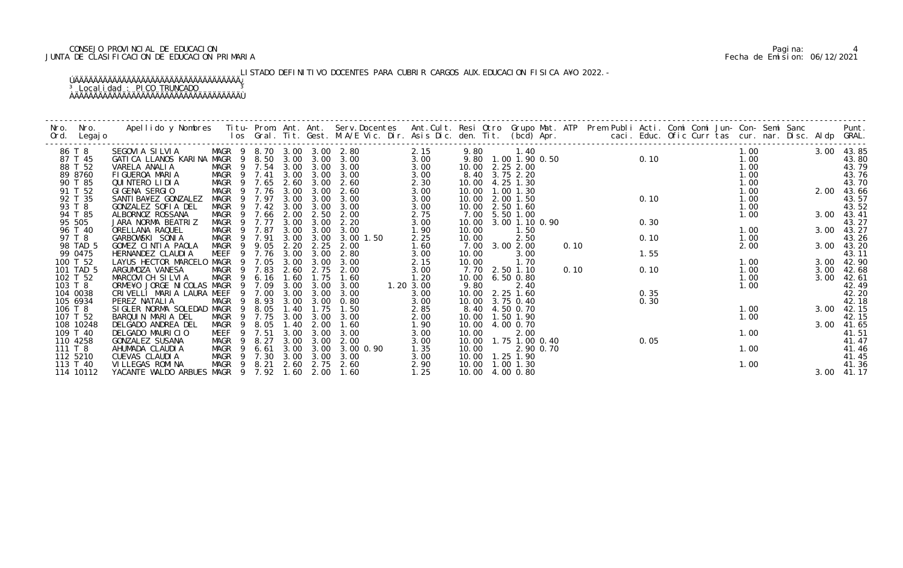CONSEJO PROVINCIAL DE EDUCACION
JUNTA DE CLASIFICACION DE EDUCACION PRIMARIA

Fecha de Emision: 06/12/2021

LISTADO DEFINITIVO DOCENTES PARA CUBRIR CARGOS AUX.EDUCACION FISICA A¥O 2022.-

³ Localidad : PICO TRUNCADO ³

| Nro. Ord. | Nro. Legajo | Apellido y Nombres | Titu-los | Prom. Gral. | Ant. Tit. | Ant. Gest. | Serv.Docentes M.A/E Vic. Dir. | Ant.Cult. Asis Dic. | Resi den. | Otro Tit. | Grupo Mat. (bcd) Apr. | ATP | Prem Publi caci. | Acti. Educ. | Comi Ofic | Comi Curr | Jun-tas | Con-cur. | Semi nar. | Sanc Disc. | Aldp | Punt. GRAL. |
|---|---|---|---|---|---|---|---|---|---|---|---|---|---|---|---|---|---|---|---|---|---|---|
| 86 | T 8 | SEGOVIA SILVIA | MAGR 9 | 8.70 | 3.00 | 3.00 | 2.80 | 2.15 | 9.80 | | 1.40 | | | | | | | 1.00 | | | 3.00 | 43.85 |
| 87 | T 45 | GATICA LLANOS KARINA | MAGR 9 | 8.50 | 3.00 | 3.00 | 3.00 | 3.00 | 9.80 | 1.00 | 1.90 0.50 | | | 0.10 | | | | 1.00 | | | | 43.80 |
| 88 | T 52 | VARELA ANALIA | MAGR 9 | 7.54 | 3.00 | 3.00 | 3.00 | 3.00 | 10.00 | 2.25 | 2.00 | | | | | | | 1.00 | | | | 43.79 |
| 89 | 8760 | FIGUEROA MARIA | MAGR 9 | 7.41 | 3.00 | 3.00 | 3.00 | 3.00 | 8.40 | 3.75 | 2.20 | | | | | | | 1.00 | | | | 43.76 |
| 90 | T 85 | QUINTERO LIDIA | MAGR 9 | 7.65 | 2.60 | 3.00 | 2.60 | 2.30 | 10.00 | 4.25 | 1.30 | | | | | | | 1.00 | | | | 43.70 |
| 91 | T 52 | GIGENA SERGIO | MAGR 9 | 7.76 | 3.00 | 3.00 | 2.60 | 3.00 | 10.00 | 1.00 | 1.30 | | | | | | | 1.00 | | | 2.00 | 43.66 |
| 92 | T 35 | SANTIBA¥EZ GONZALEZ | MAGR 9 | 7.97 | 3.00 | 3.00 | 3.00 | 3.00 | 10.00 | 2.00 | 1.50 | | | 0.10 | | | | 1.00 | | | | 43.57 |
| 93 | T 8 | GONZALEZ SOFIA DEL | MAGR 9 | 7.42 | 3.00 | 3.00 | 3.00 | 3.00 | 10.00 | 2.50 | 1.60 | | | | | | | 1.00 | | | | 43.52 |
| 94 | T 85 | ALBORNOZ ROSSANA | MAGR 9 | 7.66 | 2.00 | 2.50 | 2.00 | 2.75 | 7.00 | 5.50 | 1.00 | | | | | | | 1.00 | | | 3.00 | 43.41 |
| 95 | 505 | JARA NORMA BEATRIZ | MAGR 9 | 7.77 | 3.00 | 3.00 | 2.20 | 3.00 | 10.00 | 3.00 | 1.10 0.90 | | | 0.30 | | | | | | | | 43.27 |
| 96 | T 40 | ORELLANA RAQUEL | MAGR 9 | 7.87 | 3.00 | 3.00 | 3.00 | 1.90 | 10.00 | | 1.50 | | | | | | | 1.00 | | | 3.00 | 43.27 |
| 97 | T 8 | GARBOWSKI SONIA | MAGR 9 | 7.91 | 3.00 | 3.00 | 3.00 1.50 | 2.25 | 10.00 | | 2.50 | | | 0.10 | | | | 1.00 | | | | 43.26 |
| 98 | TAD 5 | GOMEZ CINTIA PAOLA | MAGR 9 | 9.05 | 2.20 | 2.25 | 2.00 | 1.60 | 7.00 | 3.00 | 2.00 | 0.10 | | | | | | 2.00 | | | 3.00 | 43.20 |
| 99 | 0475 | HERNANDEZ CLAUDIA | MEEF 9 | 7.76 | 3.00 | 3.00 | 2.80 | 3.00 | 10.00 | | 3.00 | | | 1.55 | | | | | | | | 43.11 |
| 100 | T 52 | LAYUS HECTOR MARCELO | MAGR 9 | 7.05 | 3.00 | 3.00 | 3.00 | 2.15 | 10.00 | | 1.70 | | | | | | | 1.00 | | | 3.00 | 42.90 |
| 101 | TAD 5 | ARGUMOZA VANESA | MAGR 9 | 7.83 | 2.60 | 2.75 | 2.00 | 3.00 | 7.70 | 2.50 | 1.10 | 0.10 | | 0.10 | | | | 1.00 | | | 3.00 | 42.68 |
| 102 | T 52 | MARCOVICH SILVIA | MAGR 9 | 6.16 | 1.60 | 1.75 | 1.60 | 1.20 | 10.00 | 6.50 | 0.80 | | | | | | | 1.00 | | | 3.00 | 42.61 |
| 103 | T 8 | ORME¥O JORGE NICOLAS | MAGR 9 | 7.09 | 3.00 | 3.00 | 3.00 | 1.20 3.00 | 9.80 | | 2.40 | | | | | | | 1.00 | | | | 42.49 |
| 104 | 0038 | CRIVELLI MARIA LAURA | MEEF 9 | 7.00 | 3.00 | 3.00 | 3.00 | 3.00 | 10.00 | 2.25 | 1.60 | | | 0.35 | | | | | | | | 42.20 |
| 105 | 6934 | PEREZ NATALIA | MAGR 9 | 8.93 | 3.00 | 3.00 | 0.80 | 3.00 | 10.00 | 3.75 | 0.40 | | | 0.30 | | | | | | | | 42.18 |
| 106 | T 8 | SIGLER NORMA SOLEDAD | MAGR 9 | 8.05 | 1.40 | 1.75 | 1.50 | 2.85 | 8.40 | 4.50 | 0.70 | | | | | | | 1.00 | | | 3.00 | 42.15 |
| 107 | T 52 | BARQUIN MARIA DEL | MAGR 9 | 7.75 | 3.00 | 3.00 | 3.00 | 2.00 | 10.00 | 1.50 | 1.90 | | | | | | | 1.00 | | | | 42.15 |
| 108 | 10248 | DELGADO ANDREA DEL | MAGR 9 | 8.05 | 1.40 | 2.00 | 1.60 | 1.90 | 10.00 | 4.00 | 0.70 | | | | | | | | | | 3.00 | 41.65 |
| 109 | T 40 | DELGADO MAURICIO | MEEF 9 | 7.51 | 3.00 | 3.00 | 3.00 | 3.00 | 10.00 | | 2.00 | | | | | | | 1.00 | | | | 41.51 |
| 110 | 4258 | GONZALEZ SUSANA | MAGR 9 | 8.27 | 3.00 | 3.00 | 2.00 | 3.00 | 10.00 | 1.75 | 1.00 0.40 | | | 0.05 | | | | | | | | 41.47 |
| 111 | T 8 | AHUMADA CLAUDIA | MAGR 9 | 6.61 | 3.00 | 3.00 | 3.00 0.90 | 1.35 | 10.00 | | 2.90 0.70 | | | | | | | 1.00 | | | | 41.46 |
| 112 | 5210 | CUEVAS CLAUDIA | MAGR 9 | 7.30 | 3.00 | 3.00 | 3.00 | 3.00 | 10.00 | 1.25 | 1.90 | | | | | | | | | | | 41.45 |
| 113 | T 40 | VILLEGAS ROMINA | MAGR 9 | 8.21 | 2.60 | 2.75 | 2.60 | 2.90 | 10.00 | 1.00 | 1.30 | | | | | | | 1.00 | | | | 41.36 |
| 114 | 10112 | YACANTE WALDO ARBUES | MAGR 9 | 7.92 | 1.60 | 2.00 | 1.60 | 1.25 | 10.00 | 4.00 | 0.80 | | | | | | | | | | 3.00 | 41.17 |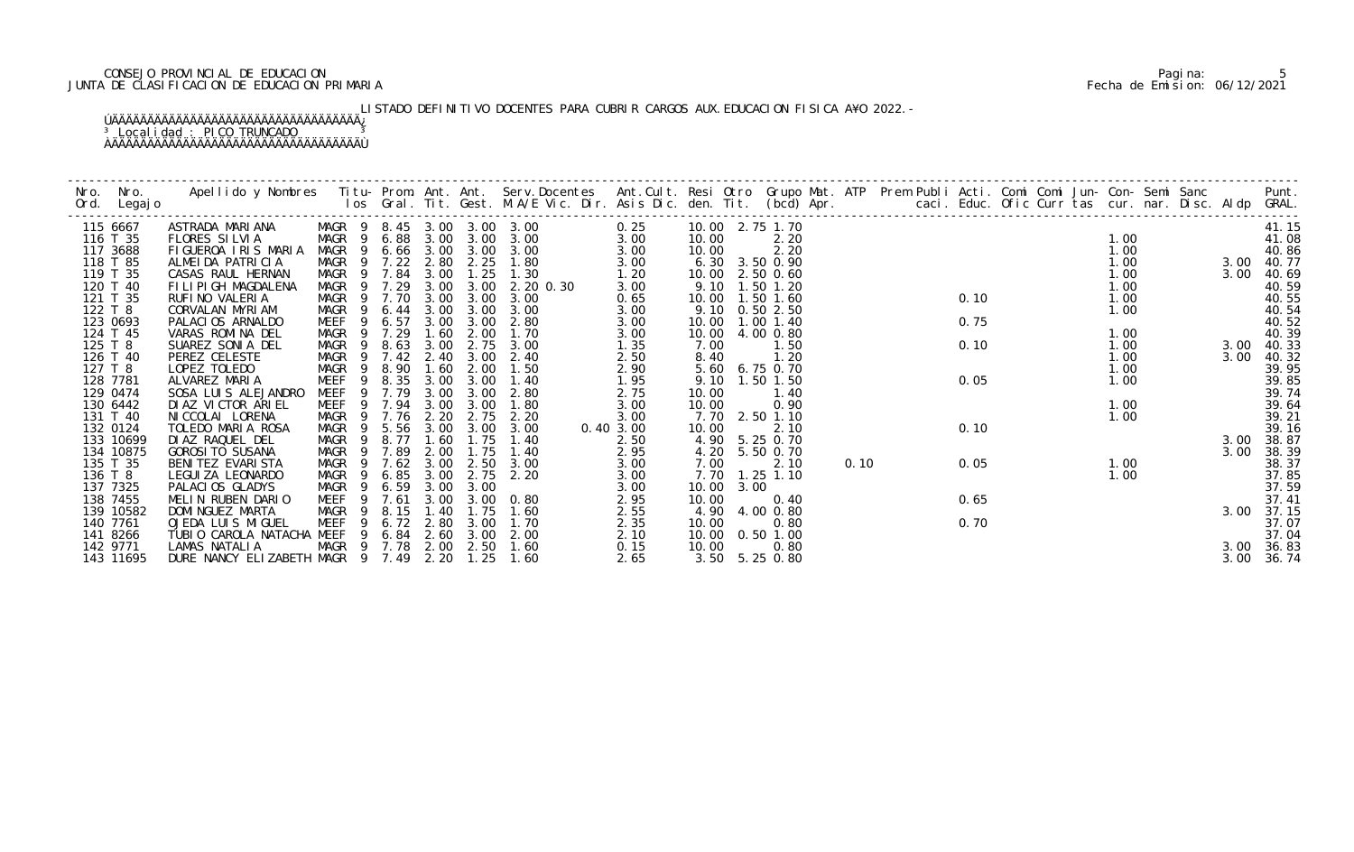CONSEJO PROVINCIAL DE EDUCACION
JUNTA DE CLASIFICACION DE EDUCACION PRIMARIA

Pagina: 5
Fecha de Emision: 06/12/2021

LISTADO DEFINITIVO DOCENTES PARA CUBRIR CARGOS AUX.EDUCACION FISICA A¥O 2022.-

Localidad : PICO TRUNCADO

| Nro. Ord. | Nro. Legajo | Apellido y Nombres | Titu-los | Prom. Gral. | Ant. Tit. | Ant. Gest. | Serv.Docentes M.A/E Vic. Dir. | Ant.Cult. Asis Dic. | Resi den. | Otro Tit. | Grupo Mat. (bcd) Apr. | ATP | Prem Publi caci. | Acti. Educ. | Comi Ofic | Comi Curr | Jun- tas | Con- cur. | Semi nar. | Sanc Disc. | Aldp | Punt. GRAL. |
|---|---|---|---|---|---|---|---|---|---|---|---|---|---|---|---|---|---|---|---|---|---|---|
| 115 | 6667 | ASTRADA MARIANA | MAGR 9 | 8.45 | 3.00 | 3.00 | 3.00 | 0.25 | 10.00 | 2.75 | 1.70 | | | | | | | | | | | 41.15 |
| 116 | T 35 | FLORES SILVIA | MAGR 9 | 6.88 | 3.00 | 3.00 | 3.00 | 3.00 | 10.00 | | 2.20 | | | | | | | 1.00 | | | | 41.08 |
| 117 | 3688 | FIGUEROA IRIS MARIA | MAGR 9 | 6.66 | 3.00 | 3.00 | 3.00 | 3.00 | 10.00 | | 2.20 | | | | | | | 1.00 | | | | 40.86 |
| 118 | T 85 | ALMEIDA PATRICIA | MAGR 9 | 7.22 | 2.80 | 2.25 | 1.80 | 3.00 | 6.30 | 3.50 | 0.90 | | | | | | | 1.00 | | | 3.00 | 40.77 |
| 119 | T 35 | CASAS RAUL HERNAN | MAGR 9 | 7.84 | 3.00 | 1.25 | 1.30 | 1.20 | 10.00 | 2.50 | 0.60 | | | | | | | 1.00 | | | 3.00 | 40.69 |
| 120 | T 40 | FILIPIGH MAGDALENA | MAGR 9 | 7.29 | 3.00 | 3.00 | 2.20 0.30 | 3.00 | 9.10 | 1.50 | 1.20 | | | | | | | 1.00 | | | | 40.59 |
| 121 | T 35 | RUFINO VALERIA | MAGR 9 | 7.70 | 3.00 | 3.00 | 3.00 | 0.65 | 10.00 | 1.50 | 1.60 | | | 0.10 | | | | 1.00 | | | | 40.55 |
| 122 | T 8 | CORVALAN MYRIAM | MAGR 9 | 6.44 | 3.00 | 3.00 | 3.00 | 3.00 | 9.10 | 0.50 | 2.50 | | | | | | | 1.00 | | | | 40.54 |
| 123 | 0693 | PALACIOS ARNALDO | MEEF 9 | 6.57 | 3.00 | 3.00 | 2.80 | 3.00 | 10.00 | 1.00 | 1.40 | | | 0.75 | | | | | | | | 40.52 |
| 124 | T 45 | VARAS ROMINA DEL | MAGR 9 | 7.29 | 1.60 | 2.00 | 1.70 | 3.00 | 10.00 | 4.00 | 0.80 | | | | | | | 1.00 | | | | 40.39 |
| 125 | T 8 | SUAREZ SONIA DEL | MAGR 9 | 8.63 | 3.00 | 2.75 | 3.00 | 1.35 | 7.00 | | 1.50 | | | 0.10 | | | | 1.00 | | | 3.00 | 40.33 |
| 126 | T 40 | PEREZ CELESTE | MAGR 9 | 7.42 | 2.40 | 3.00 | 2.40 | 2.50 | 8.40 | | 1.20 | | | | | | | 1.00 | | | 3.00 | 40.32 |
| 127 | T 8 | LOPEZ TOLEDO | MAGR 9 | 8.90 | 1.60 | 2.00 | 1.50 | 2.90 | 5.60 | 6.75 | 0.70 | | | | | | | 1.00 | | | | 39.95 |
| 128 | 7781 | ALVAREZ MARIA | MEEF 9 | 8.35 | 3.00 | 3.00 | 1.40 | 1.95 | 9.10 | 1.50 | 1.50 | | | 0.05 | | | | 1.00 | | | | 39.85 |
| 129 | 0474 | SOSA LUIS ALEJANDRO | MEEF 9 | 7.79 | 3.00 | 3.00 | 2.80 | 2.75 | 10.00 | | 1.40 | | | | | | | | | | | 39.74 |
| 130 | 6442 | DIAZ VICTOR ARIEL | MEEF 9 | 7.94 | 3.00 | 3.00 | 1.80 | 3.00 | 10.00 | | 0.90 | | | | | | | 1.00 | | | | 39.64 |
| 131 | T 40 | NICCOLAI LORENA | MAGR 9 | 7.76 | 2.20 | 2.75 | 2.20 | 3.00 | 7.70 | 2.50 | 1.10 | | | | | | | 1.00 | | | | 39.21 |
| 132 | 0124 | TOLEDO MARIA ROSA | MAGR 9 | 5.56 | 3.00 | 3.00 | 3.00 | 0.40 3.00 | 10.00 | | 2.10 | | | 0.10 | | | | | | | | 39.16 |
| 133 | 10699 | DIAZ RAQUEL DEL | MAGR 9 | 8.77 | 1.60 | 1.75 | 1.40 | 2.50 | 4.90 | 5.25 | 0.70 | | | | | | | | | | 3.00 | 38.87 |
| 134 | 10875 | GOROSITO SUSANA | MAGR 9 | 7.89 | 2.00 | 1.75 | 1.40 | 2.95 | 4.20 | 5.50 | 0.70 | | | | | | | | | | 3.00 | 38.39 |
| 135 | T 35 | BENITEZ EVARISTA | MAGR 9 | 7.62 | 3.00 | 2.50 | 3.00 | 3.00 | 7.00 | | 2.10 | 0.10 | | 0.05 | | | | 1.00 | | | | 38.37 |
| 136 | T 8 | LEGUIZA LEONARDO | MAGR 9 | 6.85 | 3.00 | 2.75 | 2.20 | 3.00 | 7.70 | 1.25 | 1.10 | | | | | | | 1.00 | | | | 37.85 |
| 137 | 7325 | PALACIOS GLADYS | MAGR 9 | 6.59 | 3.00 | 3.00 | | 3.00 | 10.00 | 3.00 | | | | | | | | | | | | 37.59 |
| 138 | 7455 | MELIN RUBEN DARIO | MEEF 9 | 7.61 | 3.00 | 3.00 | 0.80 | 2.95 | 10.00 | | 0.40 | | | 0.65 | | | | | | | | 37.41 |
| 139 | 10582 | DOMINGUEZ MARTA | MAGR 9 | 8.15 | 1.40 | 1.75 | 1.60 | 2.55 | 4.90 | 4.00 | 0.80 | | | | | | | | | | 3.00 | 37.15 |
| 140 | 7761 | OJEDA LUIS MIGUEL | MEEF 9 | 6.72 | 2.80 | 3.00 | 1.70 | 2.35 | 10.00 | | 0.80 | | | 0.70 | | | | | | | | 37.07 |
| 141 | 8266 | TUBIO CAROLA NATACHA | MEEF 9 | 6.84 | 2.60 | 3.00 | 2.00 | 2.10 | 10.00 | 0.50 | 1.00 | | | | | | | | | | | 37.04 |
| 142 | 9771 | LAMAS NATALIA | MAGR 9 | 7.78 | 2.00 | 2.50 | 1.60 | 0.15 | 10.00 | | 0.80 | | | | | | | | | | 3.00 | 36.83 |
| 143 | 11695 | DURE NANCY ELIZABETH | MAGR 9 | 7.49 | 2.20 | 1.25 | 1.60 | 2.65 | 3.50 | 5.25 | 0.80 | | | | | | | | | | 3.00 | 36.74 |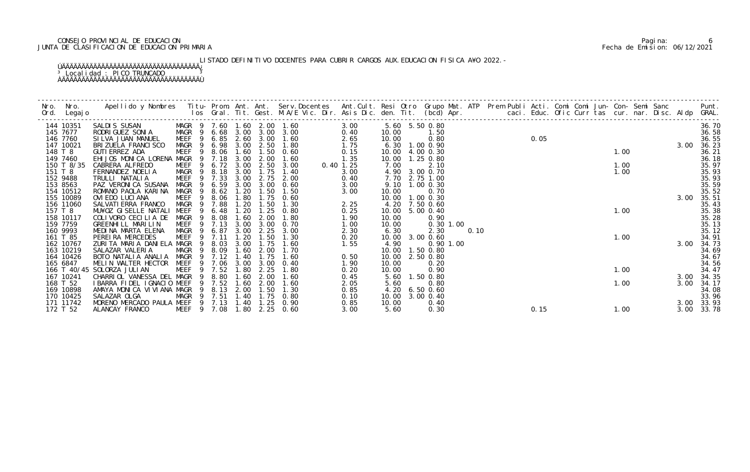CONSEJO PROVINCIAL DE EDUCACION
JUNTA DE CLASIFICACION DE EDUCACION PRIMARIA

LISTADO DEFINITIVO DOCENTES PARA CUBRIR CARGOS AUX.EDUCACION FISICA A¥O 2022.-

Localidad : PICO TRUNCADO

| Nro. Ord. | Nro. Legajo | Apellido y Nombres | Titu-los | Prom. Gral. | Ant. Tit. | Ant. Gest. | Serv.Docentes M.A/E Vic. Dir. | Ant.Cult. Asis Dic. | Resi den. | Otro Tit. | Grupo Mat. (bcd) | ATP Apr. | Prem caci. | Publi Educ. | Acti. Ofic | Comi Curr | Comi tas | Jun- cur. | Con- nar. | Semi Disc. | Sanc Aldp | Punt. GRAL. |
|---|---|---|---|---|---|---|---|---|---|---|---|---|---|---|---|---|---|---|---|---|---|---|
| 144 | 10351 | SALDIS SUSAN | MAGR 9 | 7.60 | 1.60 | 2.00 | 1.60 | 3.00 | 5.60 | 5.50 | 0.80 | | | | | | | | | | | 36.70 |
| 145 | 7677 | RODRIGUEZ SONIA | MAGR 9 | 6.68 | 3.00 | 3.00 | 3.00 | 0.40 | 10.00 | | 1.50 | | | | | | | | | | | 36.58 |
| 146 | 7760 | SILVA JUAN MANUEL | MEEF 9 | 6.85 | 2.60 | 3.00 | 1.60 | 2.65 | 10.00 | | 0.80 | | | | 0.05 | | | | | | | 36.55 |
| 147 | 10021 | BRIZUELA FRANCISCO | MAGR 9 | 6.98 | 3.00 | 2.50 | 1.80 | 1.75 | 6.30 | 1.00 | 0.90 | | | | | | | | | | 3.00 | 36.23 |
| 148 | T 8 | GUTIERREZ ADA | MEEF 9 | 8.06 | 1.60 | 1.50 | 0.60 | 0.15 | 10.00 | 4.00 | 0.30 | | | | | | | 1.00 | | | | 36.21 |
| 149 | 7460 | EHIJOS MONICA LORENA | MAGR 9 | 7.18 | 3.00 | 2.00 | 1.60 | 1.35 | 10.00 | 1.25 | 0.80 | | | | | | | | | | | 36.18 |
| 150 | T 8/35 | CABRERA ALFREDO | MEEF 9 | 6.72 | 3.00 | 2.50 | 3.00 | 0.40 1.25 | 7.00 | | 2.10 | | | | | | | 1.00 | | | | 35.97 |
| 151 | T 8 | FERNANDEZ NOELIA | MAGR 9 | 8.18 | 3.00 | 1.75 | 1.40 | 3.00 | 4.90 | 3.00 | 0.70 | | | | | | | 1.00 | | | | 35.93 |
| 152 | 9488 | TRULLI NATALIA | MEEF 9 | 7.33 | 3.00 | 2.75 | 2.00 | 0.40 | 7.70 | 2.75 | 1.00 | | | | | | | | | | | 35.93 |
| 153 | 8563 | PAZ VERONICA SUSANA | MAGR 9 | 6.59 | 3.00 | 3.00 | 0.60 | 3.00 | 9.10 | 1.00 | 0.30 | | | | | | | | | | | 35.59 |
| 154 | 10512 | ROMANO PAOLA KARINA | MAGR 9 | 8.62 | 1.20 | 1.50 | 1.50 | 3.00 | 10.00 | | 0.70 | | | | | | | | | | | 35.52 |
| 155 | 10089 | OVIEDO LUCIANA | MEEF 9 | 8.06 | 1.80 | 1.75 | 0.60 | | 10.00 | 1.00 | 0.30 | | | | | | | | | | 3.00 | 35.51 |
| 156 | 11060 | SALVATIERRA FRANCO | MAGR 9 | 7.88 | 1.20 | 1.50 | 1.30 | 2.25 | 4.20 | 7.50 | 0.60 | | | | | | | | | | | 35.43 |
| 157 | T 8 | MU¥OZ GISELLE NATALI | MEEF 9 | 6.48 | 1.20 | 1.25 | 0.80 | 0.25 | 10.00 | 5.00 | 0.40 | | | | | | | 1.00 | | | | 35.38 |
| 158 | 10117 | COLIVORO CECILIA DE | MAGR 9 | 8.08 | 1.60 | 2.00 | 1.80 | 1.90 | 10.00 | | 0.90 | | | | | | | | | | | 35.28 |
| 159 | 7759 | GREENHILL MARILIN | MEEF 9 | 7.13 | 3.00 | 3.00 | 0.70 | 1.00 | 10.00 | | 0.30 1.00 | | | | | | | | | | | 35.13 |
| 160 | 9993 | MEDINA MARTA ELENA | MAGR 9 | 6.87 | 3.00 | 2.25 | 3.00 | 2.30 | 6.30 | | 2.30 | 0.10 | | | | | | | | | | 35.12 |
| 161 | T 85 | PEREIRA MERCEDES | MEEF 9 | 7.11 | 1.20 | 1.50 | 1.30 | 0.20 | 10.00 | 3.00 | 0.60 | | | | | | | 1.00 | | | | 34.91 |
| 162 | 10767 | ZURITA MARIA DANIELA | MAGR 9 | 8.03 | 3.00 | 1.75 | 1.60 | 1.55 | 4.90 | | 0.90 1.00 | | | | | | | | | | 3.00 | 34.73 |
| 163 | 10219 | SALAZAR VALERIA | MAGR 9 | 8.09 | 1.60 | 2.00 | 1.70 | | 10.00 | 1.50 | 0.80 | | | | | | | | | | | 34.69 |
| 164 | 10426 | BOTO NATALIA ANALIA | MAGR 9 | 7.12 | 1.40 | 1.75 | 1.60 | 0.50 | 10.00 | 2.50 | 0.80 | | | | | | | | | | | 34.67 |
| 165 | 6847 | MELIN WALTER HECTOR | MEEF 9 | 7.06 | 3.00 | 3.00 | 0.40 | 1.90 | 10.00 | | 0.20 | | | | | | | | | | | 34.56 |
| 166 | T 40/45 | SOLORZA JULIAN | MEEF 9 | 7.52 | 1.80 | 2.25 | 1.80 | 0.20 | 10.00 | | 0.90 | | | | | | | 1.00 | | | | 34.47 |
| 167 | 10241 | CHARRIOL VANESSA DEL | MAGR 9 | 8.80 | 1.60 | 2.00 | 1.60 | 0.45 | 5.60 | 1.50 | 0.80 | | | | | | | | | | 3.00 | 34.35 |
| 168 | T 52 | IBARRA FIDEL IGNACIO | MEEF 9 | 7.52 | 1.60 | 2.00 | 1.60 | 2.05 | 5.60 | | 0.80 | | | | | | | 1.00 | | | 3.00 | 34.17 |
| 169 | 10898 | AMAYA MONICA VIVIANA | MAGR 9 | 8.13 | 2.00 | 1.50 | 1.30 | 0.85 | 4.20 | 6.50 | 0.60 | | | | | | | | | | | 34.08 |
| 170 | 10425 | SALAZAR OLGA | MAGR 9 | 7.51 | 1.40 | 1.75 | 0.80 | 0.10 | 10.00 | 3.00 | 0.40 | | | | | | | | | | | 33.96 |
| 171 | 11742 | MORENO MERCADO PAULA | MEEF 9 | 7.13 | 1.40 | 1.25 | 0.90 | 0.85 | 10.00 | | 0.40 | | | | | | | | | | 3.00 | 33.93 |
| 172 | T 52 | ALANCAY FRANCO | MEEF 9 | 7.08 | 1.80 | 2.25 | 0.60 | 3.00 | 5.60 | | 0.30 | | | | 0.15 | | | 1.00 | | | 3.00 | 33.78 |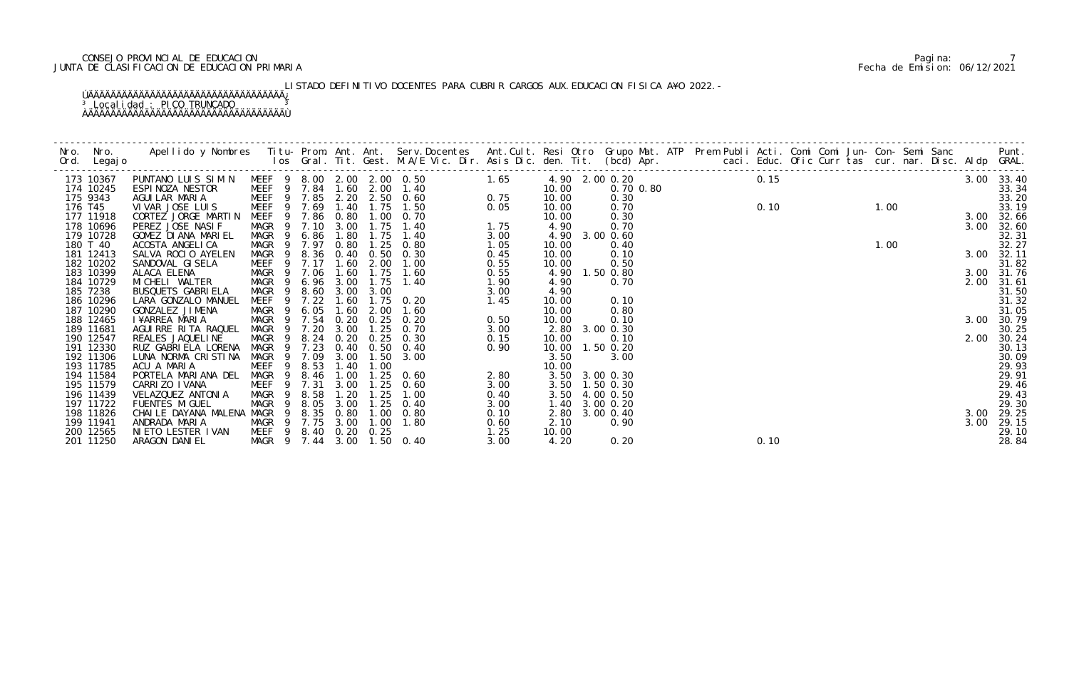CONSEJO PROVINCIAL DE EDUCACION
JUNTA DE CLASIFICACION DE EDUCACION PRIMARIA

LISTADO DEFINITIVO DOCENTES PARA CUBRIR CARGOS AUX.EDUCACION FISICA A¥O 2022.-

Localidad : PICO TRUNCADO

| Nro. Ord. | Nro. Legajo | Apellido y Nombres | Titu-los | Prom. Gral. | Ant. Tit. | Ant. Gest. | Serv.Docentes M.A/E Vic. Dir. | Ant.Cult. Asis Dic. | Resi den. | Otro Tit. | Grupo Mat. (bcd) | ATP Apr. | Prem Publi caci. | Acti. Educ. | Comi Ofic | Comi Curr | Jun- tas | Con- cur. | Semi nar. | Sanc Disc. | Aldp | Punt. GRAL. |
|---|---|---|---|---|---|---|---|---|---|---|---|---|---|---|---|---|---|---|---|---|---|---|
| 173 | 10367 | PUNTANO LUIS SIMIN | MEEF 9 | 8.00 | 2.00 | 2.00 | 0.50 | 1.65 | 4.90 | 2.00 | 0.20 | | | 0.15 | | | | | | | 3.00 | 33.40 |
| 174 | 10245 | ESPINOZA NESTOR | MEEF 9 | 7.84 | 1.60 | 2.00 | 1.40 | | 10.00 | | 0.70 | 0.80 | | | | | | | | | | 33.34 |
| 175 | 9343 | AGUILAR MARIA | MEEF 9 | 7.85 | 2.20 | 2.50 | 0.60 | 0.75 | 10.00 | | 0.30 | | | | | | | | | | | 33.20 |
| 176 | T45 | VIVAR JOSE LUIS | MEEF 9 | 7.69 | 1.40 | 1.75 | 1.50 | 0.05 | 10.00 | | 0.70 | | | 0.10 | | | | 1.00 | | | | 33.19 |
| 177 | 11918 | CORTEZ JORGE MARTIN | MEEF 9 | 7.86 | 0.80 | 1.00 | 0.70 | | 10.00 | | 0.30 | | | | | | | | | | 3.00 | 32.66 |
| 178 | 10696 | PEREZ JOSE NASIF | MAGR 9 | 7.10 | 3.00 | 1.75 | 1.40 | 1.75 | 4.90 | | 0.70 | | | | | | | | | | 3.00 | 32.60 |
| 179 | 10728 | GOMEZ DIANA MARIEL | MAGR 9 | 6.86 | 1.80 | 1.75 | 1.40 | 3.00 | 4.90 | 3.00 | 0.60 | | | | | | | | | | | 32.31 |
| 180 | T 40 | ACOSTA ANGELICA | MAGR 9 | 7.97 | 0.80 | 1.25 | 0.80 | 1.05 | 10.00 | | 0.40 | | | | | | | 1.00 | | | | 32.27 |
| 181 | 12413 | SALVA ROCIO AYELEN | MAGR 9 | 8.36 | 0.40 | 0.50 | 0.30 | 0.45 | 10.00 | | 0.10 | | | | | | | | | | 3.00 | 32.11 |
| 182 | 10202 | SANDOVAL GISELA | MEEF 9 | 7.17 | 1.60 | 2.00 | 1.00 | 0.55 | 10.00 | | 0.50 | | | | | | | | | | | 31.82 |
| 183 | 10399 | ALACA ELENA | MAGR 9 | 7.06 | 1.60 | 1.75 | 1.60 | 0.55 | 4.90 | 1.50 | 0.80 | | | | | | | | | | 3.00 | 31.76 |
| 184 | 10729 | MICHELI WALTER | MAGR 9 | 6.96 | 3.00 | 1.75 | 1.40 | 1.90 | 4.90 | | 0.70 | | | | | | | | | | 2.00 | 31.61 |
| 185 | 7238 | BUSQUETS GABRIELA | MAGR 9 | 8.60 | 3.00 | 3.00 | | 3.00 | 4.90 | | | | | | | | | | | | | 31.50 |
| 186 | 10296 | LARA GONZALO MANUEL | MEEF 9 | 7.22 | 1.60 | 1.75 | 0.20 | 1.45 | 10.00 | | 0.10 | | | | | | | | | | | 31.32 |
| 187 | 10290 | GONZALEZ JIMENA | MAGR 9 | 6.05 | 1.60 | 2.00 | 1.60 | | 10.00 | | 0.80 | | | | | | | | | | | 31.05 |
| 188 | 12465 | I¥ARREA MARIA | MAGR 9 | 7.54 | 0.20 | 0.25 | 0.20 | 0.50 | 10.00 | | 0.10 | | | | | | | | | | 3.00 | 30.79 |
| 189 | 11681 | AGUIRRE RITA RAQUEL | MAGR 9 | 7.20 | 3.00 | 1.25 | 0.70 | 3.00 | 2.80 | 3.00 | 0.30 | | | | | | | | | | | 30.25 |
| 190 | 12547 | REALES JAQUELINE | MAGR 9 | 8.24 | 0.20 | 0.25 | 0.30 | 0.15 | 10.00 | | 0.10 | | | | | | | | | | 2.00 | 30.24 |
| 191 | 12330 | RUZ GABRIELA LORENA | MAGR 9 | 7.23 | 0.40 | 0.50 | 0.40 | 0.90 | 10.00 | 1.50 | 0.20 | | | | | | | | | | | 30.13 |
| 192 | 11306 | LUNA NORMA CRISTINA | MAGR 9 | 7.09 | 3.00 | 1.50 | 3.00 | | 3.50 | | 3.00 | | | | | | | | | | | 30.09 |
| 193 | 11785 | ACU A MARIA | MEEF 9 | 8.53 | 1.40 | 1.00 | | | 10.00 | | | | | | | | | | | | | 29.93 |
| 194 | 11584 | PORTELA MARIANA DEL | MAGR 9 | 8.46 | 1.00 | 1.25 | 0.60 | 2.80 | 3.50 | 3.00 | 0.30 | | | | | | | | | | | 29.91 |
| 195 | 11579 | CARRIZO IVANA | MEEF 9 | 7.31 | 3.00 | 1.25 | 0.60 | 3.00 | 3.50 | 1.50 | 0.30 | | | | | | | | | | | 29.46 |
| 196 | 11439 | VELAZQUEZ ANTONIA | MAGR 9 | 8.58 | 1.20 | 1.25 | 1.00 | 0.40 | 3.50 | 4.00 | 0.50 | | | | | | | | | | | 29.43 |
| 197 | 11722 | FUENTES MIGUEL | MAGR 9 | 8.05 | 3.00 | 1.25 | 0.40 | 3.00 | 1.40 | 3.00 | 0.20 | | | | | | | | | | | 29.30 |
| 198 | 11826 | CHAILE DAYANA MALENA | MAGR 9 | 8.35 | 0.80 | 1.00 | 0.80 | 0.10 | 2.80 | 3.00 | 0.40 | | | | | | | | | | 3.00 | 29.25 |
| 199 | 11941 | ANDRADA MARIA | MAGR 9 | 7.75 | 3.00 | 1.00 | 1.80 | 0.60 | 2.10 | | 0.90 | | | | | | | | | | 3.00 | 29.15 |
| 200 | 12565 | NIETO LESTER IVAN | MEEF 9 | 8.40 | 0.20 | 0.25 | | 1.25 | 10.00 | | | | | | | | | | | | | 29.10 |
| 201 | 11250 | ARAGON DANIEL | MAGR 9 | 7.44 | 3.00 | 1.50 | 0.40 | 3.00 | 4.20 | | 0.20 | | | 0.10 | | | | | | | | 28.84 |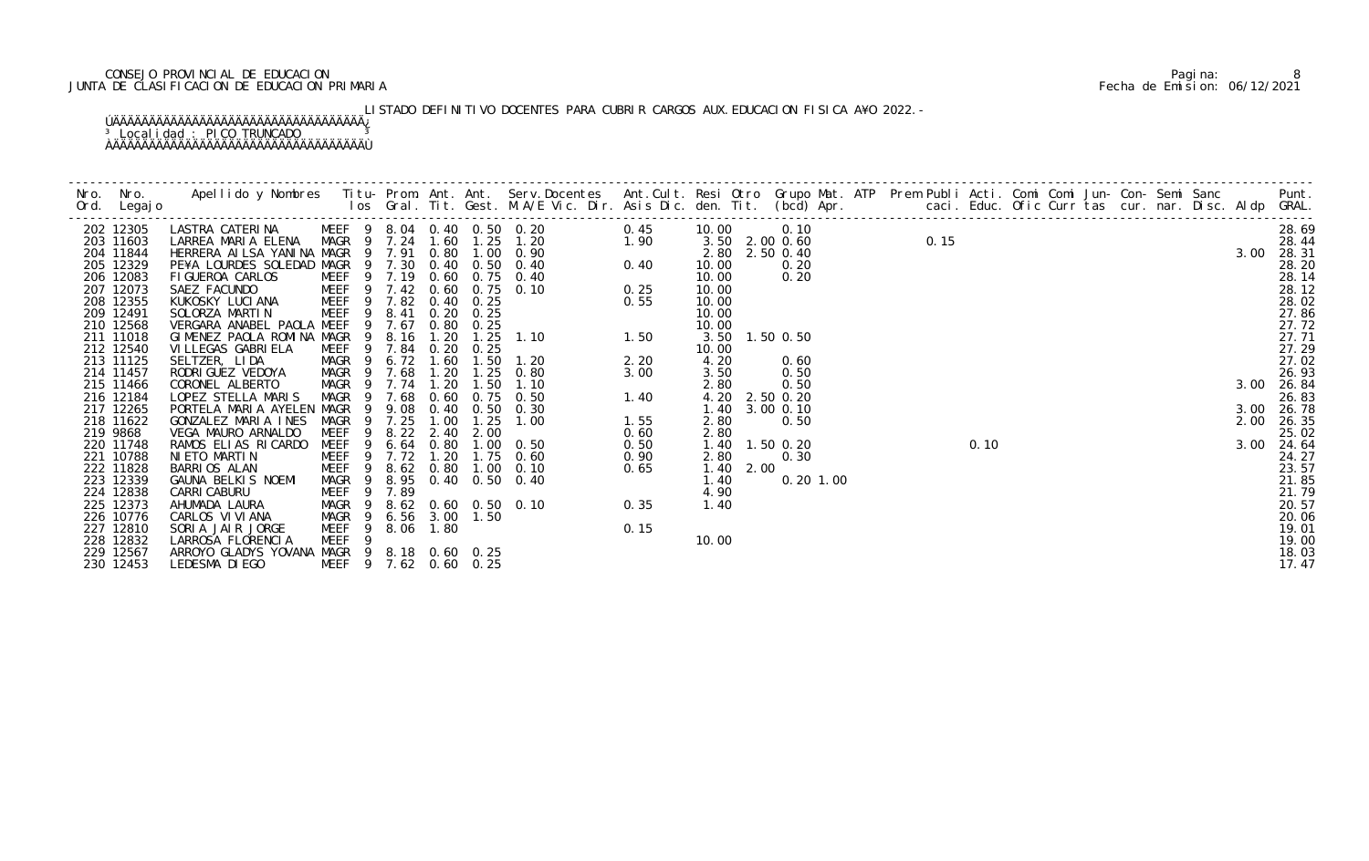CONSEJO PROVINCIAL DE EDUCACION
JUNTA DE CLASIFICACION DE EDUCACION PRIMARIA

Fecha de Emision: 06/12/2021

LISTADO DEFINITIVO DOCENTES PARA CUBRIR CARGOS AUX.EDUCACION FISICA AÑO 2022.-

Localidad : PICO TRUNCADO

| Nro. Ord. | Nro. Legajo | Apellido y Nombres | Titu- los | Prom. Gral. | Ant. Tit. | Ant. Gest. | Serv.Docentes M.A/E Vic. Dir. | Ant.Cult. Asis Dic. | Resi den. | Otro Tit. | Grupo Mat. (bcd) Apr. | ATP | Prem Publi caci. | Acti. Educ. | Comi Ofic | Comi Curr | Jun- tas | Con- cur. | Semi nar. | Sanc Disc. | Aldp | Punt. GRAL. |
|---|---|---|---|---|---|---|---|---|---|---|---|---|---|---|---|---|---|---|---|---|---|---|
| 202 | 12305 | LASTRA CATERINA | MEEF 9 | 8.04 | 0.40 | 0.50 | 0.20 | 0.45 | 10.00 | | 0.10 | | | | | | | | | | | 28.69 |
| 203 | 11603 | LARREA MARIA ELENA | MAGR 9 | 7.24 | 1.60 | 1.25 | 1.20 | 1.90 | 3.50 | 2.00 | 0.60 | | 0.15 | | | | | | | | | 28.44 |
| 204 | 11844 | HERRERA AILSA YANINA | MAGR 9 | 7.91 | 0.80 | 1.00 | 0.90 | | 2.80 | 2.50 | 0.40 | | | | | | | | | | 3.00 | 28.31 |
| 205 | 12329 | PEÑA LOURDES SOLEDAD | MAGR 9 | 7.30 | 0.40 | 0.50 | 0.40 | 0.40 | 10.00 | | 0.20 | | | | | | | | | | | 28.20 |
| 206 | 12083 | FIGUEROA CARLOS | MEEF 9 | 7.19 | 0.60 | 0.75 | 0.40 | | 10.00 | | 0.20 | | | | | | | | | | | 28.14 |
| 207 | 12073 | SAEZ FACUNDO | MEEF 9 | 7.42 | 0.60 | 0.75 | 0.10 | 0.25 | 10.00 | | | | | | | | | | | | | 28.12 |
| 208 | 12355 | KUKOSKY LUCIANA | MEEF 9 | 7.82 | 0.40 | 0.25 | | 0.55 | 10.00 | | | | | | | | | | | | | 28.02 |
| 209 | 12491 | SOLORZA MARTIN | MEEF 9 | 8.41 | 0.20 | 0.25 | | | 10.00 | | | | | | | | | | | | | 27.86 |
| 210 | 12568 | VERGARA ANABEL PAOLA | MEEF 9 | 7.67 | 0.80 | 0.25 | | | 10.00 | | | | | | | | | | | | | 27.72 |
| 211 | 11018 | GIMENEZ PAOLA ROMINA | MAGR 9 | 8.16 | 1.20 | 1.25 | 1.10 | 1.50 | 3.50 | 1.50 | 0.50 | | | | | | | | | | | 27.71 |
| 212 | 12540 | VILLEGAS GABRIELA | MEEF 9 | 7.84 | 0.20 | 0.25 | | | 10.00 | | | | | | | | | | | | | 27.29 |
| 213 | 11125 | SELTZER, LIDA | MAGR 9 | 6.72 | 1.60 | 1.50 | 1.20 | 2.20 | 4.20 | | 0.60 | | | | | | | | | | | 27.02 |
| 214 | 11457 | RODRIGUEZ VEDOYA | MAGR 9 | 7.68 | 1.20 | 1.25 | 0.80 | 3.00 | 3.50 | | 0.50 | | | | | | | | | | | 26.93 |
| 215 | 11466 | CORONEL ALBERTO | MAGR 9 | 7.74 | 1.20 | 1.50 | 1.10 | | 2.80 | | 0.50 | | | | | | | | | | 3.00 | 26.84 |
| 216 | 12184 | LOPEZ STELLA MARIS | MAGR 9 | 7.68 | 0.60 | 0.75 | 0.50 | 1.40 | 4.20 | 2.50 | 0.20 | | | | | | | | | | | 26.83 |
| 217 | 12265 | PORTELA MARIA AYELEN | MAGR 9 | 9.08 | 0.40 | 0.50 | 0.30 | | 1.40 | 3.00 | 0.10 | | | | | | | | | | 3.00 | 26.78 |
| 218 | 11622 | GONZALEZ MARIA INES | MAGR 9 | 7.25 | 1.00 | 1.25 | 1.00 | 1.55 | 2.80 | | 0.50 | | | | | | | | | | 2.00 | 26.35 |
| 219 | 9868 | VEGA MAURO ARNALDO | MEEF 9 | 8.22 | 2.40 | 2.00 | | 0.60 | 2.80 | | | | | | | | | | | | | 25.02 |
| 220 | 11748 | RAMOS ELIAS RICARDO | MEEF 9 | 6.64 | 0.80 | 1.00 | 0.50 | 0.50 | 1.40 | 1.50 | 0.20 | | | 0.10 | | | | | | | 3.00 | 24.64 |
| 221 | 10788 | NIETO MARTIN | MEEF 9 | 7.72 | 1.20 | 1.75 | 0.60 | 0.90 | 2.80 | | 0.30 | | | | | | | | | | | 24.27 |
| 222 | 11828 | BARRIOS ALAN | MEEF 9 | 8.62 | 0.80 | 1.00 | 0.10 | 0.65 | 1.40 | 2.00 | | | | | | | | | | | | 23.57 |
| 223 | 12339 | GAUNA BELKIS NOEMI | MAGR 9 | 8.95 | 0.40 | 0.50 | 0.40 | | 1.40 | | 0.20 | 1.00 | | | | | | | | | | 21.85 |
| 224 | 12838 | CARRICABURU | MEEF 9 | 7.89 | | | | | 4.90 | | | | | | | | | | | | | 21.79 |
| 225 | 12373 | AHUMADA LAURA | MAGR 9 | 8.62 | 0.60 | 0.50 | 0.10 | 0.35 | 1.40 | | | | | | | | | | | | | 20.57 |
| 226 | 10776 | CARLOS VIVIANA | MAGR 9 | 6.56 | 3.00 | 1.50 | | | | | | | | | | | | | | | | 20.06 |
| 227 | 12810 | SORIA JAIR JORGE | MEEF 9 | 8.06 | 1.80 | | | 0.15 | | | | | | | | | | | | | | 19.01 |
| 228 | 12832 | LARROSA FLORENCIA | MEEF 9 | | | | | | 10.00 | | | | | | | | | | | | | 19.00 |
| 229 | 12567 | ARROYO GLADYS YOVANA | MAGR 9 | 8.18 | 0.60 | 0.25 | | | | | | | | | | | | | | | | 18.03 |
| 230 | 12453 | LEDESMA DIEGO | MEEF 9 | 7.62 | 0.60 | 0.25 | | | | | | | | | | | | | | | | 17.47 |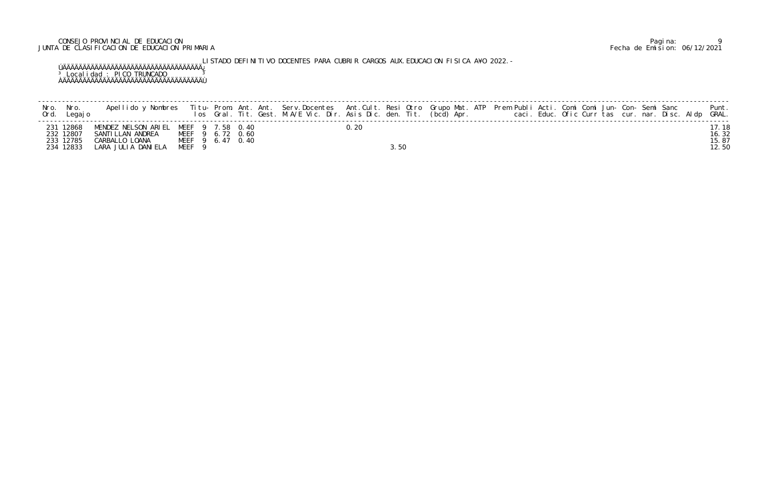LISTADO DEFINITIVO DOCENTES PARA CUBRIR CARGOS AUX.EDUCACION FISICA A¥O 2022.-

Localidad : PICO TRUNCADO

| Nro. Ord. | Nro. Legajo | Apellido y Nombres | Titu-los | Prom. Gral. | Ant. Tit. | Ant. Gest. | Serv.Docentes M/A/E Vic. Dir. | Ant.Cult. Asis Dic. | Resi den. | Otro Tit. | Grupo (bcd) | Mat. Apr. | ATP | Prem | Publi caci. | Acti. Educ. | Comi Ofic | Comi Curr | Jun-tas | Con-cur. | Semi nar. | Sanc Disc. | Aldp | Punt. GRAL. |
|---|---|---|---|---|---|---|---|---|---|---|---|---|---|---|---|---|---|---|---|---|---|---|---|---|
| 231 | 12868 | MENDEZ NELSON ARIEL | MEEF 9 | 7.58 | 0.40 | | | 0.20 | | | | | | | | | | | | | | | | 17.18 |
| 232 | 12807 | SANTILLAN ANDREA | MEEF 9 | 6.72 | 0.60 | | | | | | | | | | | | | | | | | | | 16.32 |
| 233 | 12785 | CARBALLO LOANA | MEEF 9 | 6.47 | 0.40 | | | | | | | | | | | | | | | | | | | 15.87 |
| 234 | 12833 | LARA JULIA DANIELA | MEEF 9 | | | | | | 3.50 | | | | | | | | | | | | | | | 12.50 |